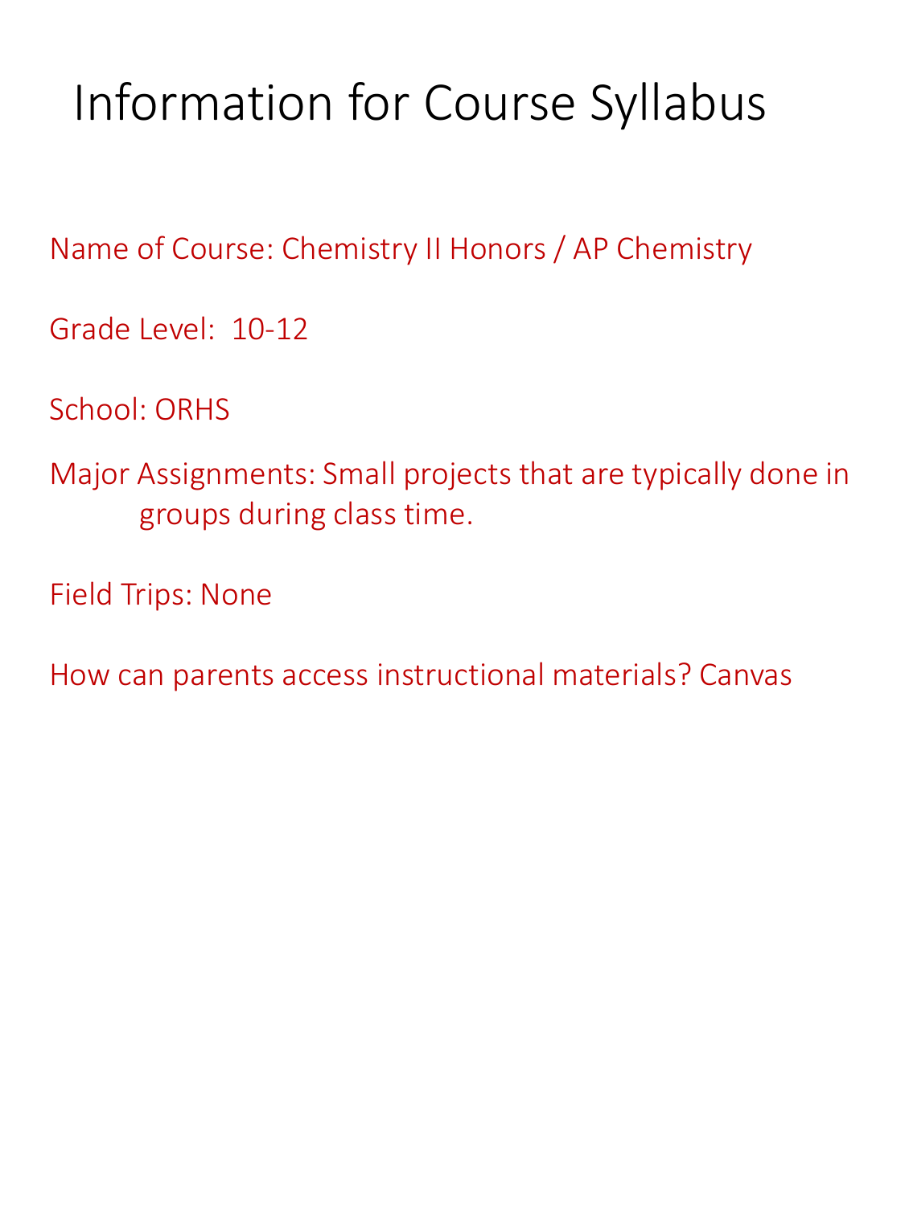# Information for Course Syllabus

Name of Course: Chemistry II Honors / AP Chemistry

Grade Level: 10-12

School: ORHS

Major Assignments: Small projects that are typically done in groups during class time.

Field Trips: None

How can parents access instructional materials? Canvas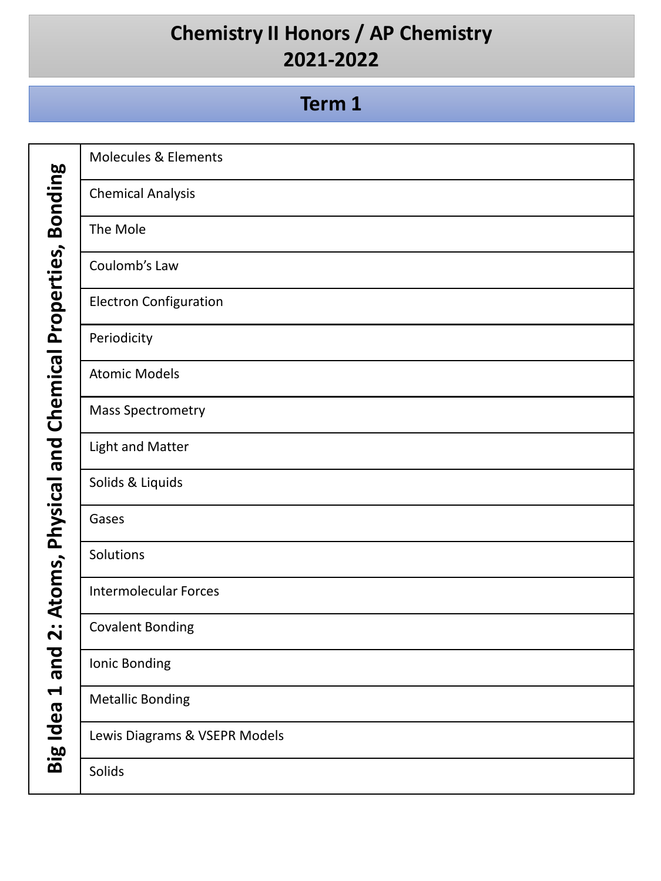# Chemistry II Honors / AP Chemistry
# 2021-2022

## Term 1

| Big Idea 1 and 2: Atoms, Physical and Chemical Properties, Bonding | |
|---|---|
| | Molecules & Elements |
| | Chemical Analysis |
| | The Mole |
| | Coulomb's Law |
| | Electron Configuration |
| | Periodicity |
| | Atomic Models |
| | Mass Spectrometry |
| | Light and Matter |
| | Solids & Liquids |
| | Gases |
| | Solutions |
| | Intermolecular Forces |
| | Covalent Bonding |
| | Ionic Bonding |
| | Metallic Bonding |
| | Lewis Diagrams & VSEPR Models |
| | Solids |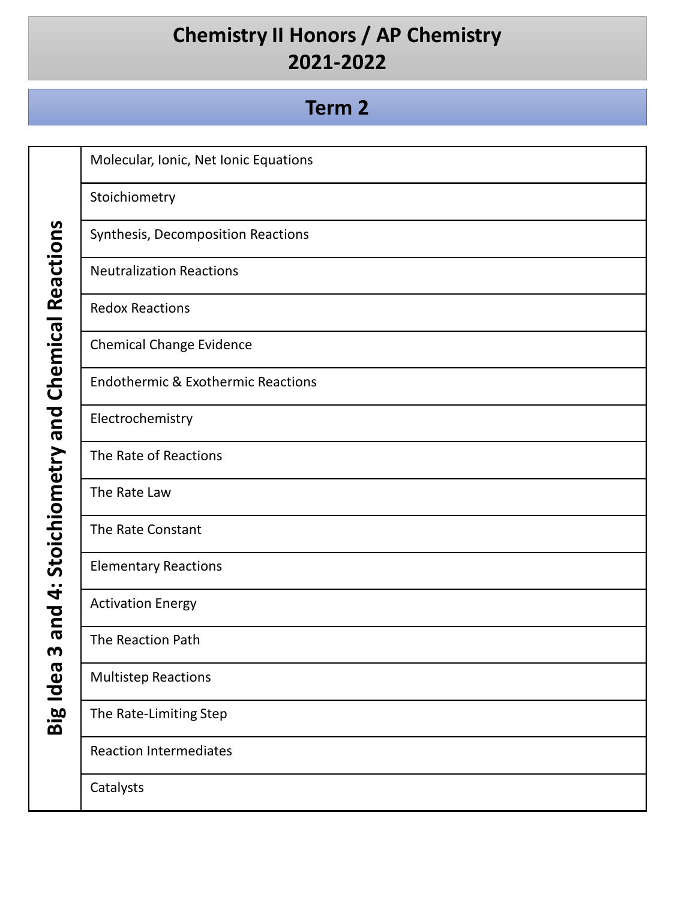# Chemistry II Honors / AP Chemistry
# 2021-2022

## Term 2

| Big Idea 3 and 4: Stoichiometry and Chemical Reactions | |
|---|---|
| | Molecular, Ionic, Net Ionic Equations |
| | Stoichiometry |
| | Synthesis, Decomposition Reactions |
| | Neutralization Reactions |
| | Redox Reactions |
| | Chemical Change Evidence |
| | Endothermic & Exothermic Reactions |
| | Electrochemistry |
| | The Rate of Reactions |
| | The Rate Law |
| | The Rate Constant |
| | Elementary Reactions |
| | Activation Energy |
| | The Reaction Path |
| | Multistep Reactions |
| | The Rate-Limiting Step |
| | Reaction Intermediates |
| | Catalysts |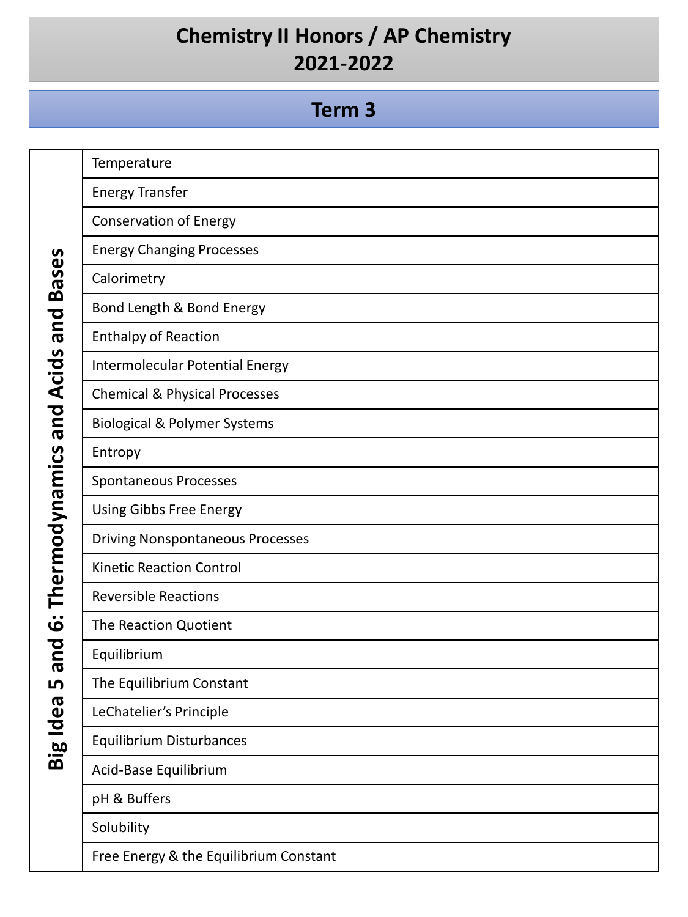# Chemistry II Honors / AP Chemistry
# 2021-2022

## Term 3

| Big Idea 5 and 6: Thermodynamics and Acids and Bases | |
|---|---|
| | Temperature |
| | Energy Transfer |
| | Conservation of Energy |
| | Energy Changing Processes |
| | Calorimetry |
| | Bond Length & Bond Energy |
| | Enthalpy of Reaction |
| | Intermolecular Potential Energy |
| | Chemical & Physical Processes |
| | Biological & Polymer Systems |
| | Entropy |
| | Spontaneous Processes |
| | Using Gibbs Free Energy |
| | Driving Nonspontaneous Processes |
| | Kinetic Reaction Control |
| | Reversible Reactions |
| | The Reaction Quotient |
| | Equilibrium |
| | The Equilibrium Constant |
| | LeChatelier's Principle |
| | Equilibrium Disturbances |
| | Acid-Base Equilibrium |
| | pH & Buffers |
| | Solubility |
| | Free Energy & the Equilibrium Constant |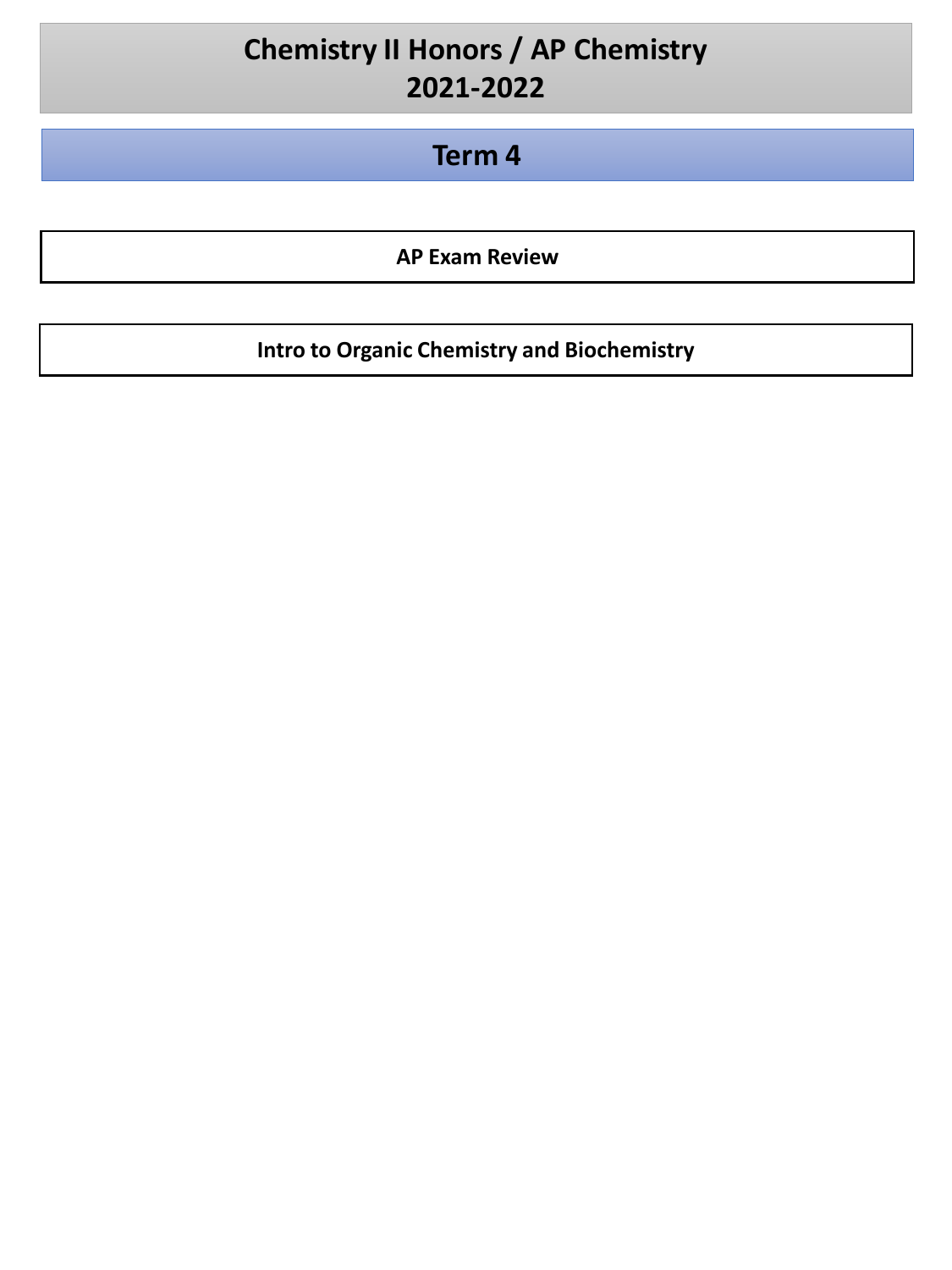# Chemistry II Honors / AP Chemistry
# 2021-2022

## Term 4

**AP Exam Review**

**Intro to Organic Chemistry and Biochemistry**